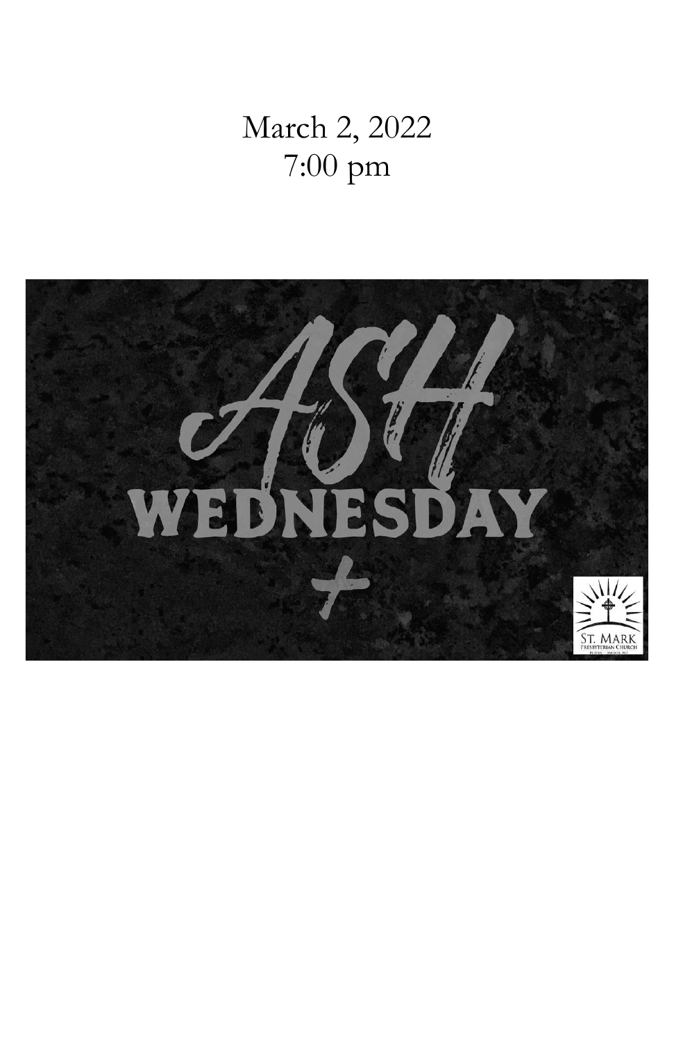March 2, 2022
7:00 pm

# ASH WEDNESDAY

ST. MARK PRESBYTERIAN CHURCH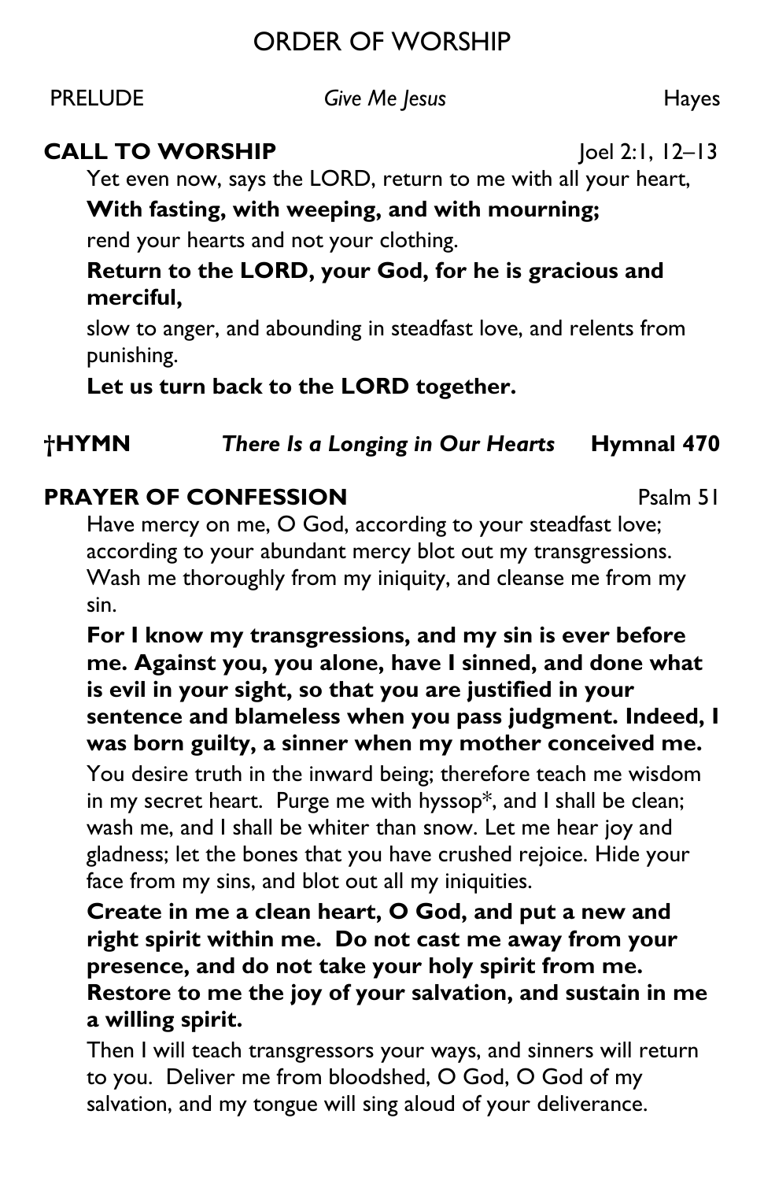# ORDER OF WORSHIP

PRELUDE *Give Me Jesus* Hayes

**CALL TO WORSHIP** Joel 2:1, 12–13

Yet even now, says the LORD, return to me with all your heart,

**With fasting, with weeping, and with mourning;**

rend your hearts and not your clothing.

**Return to the LORD, your God, for he is gracious and merciful,**

slow to anger, and abounding in steadfast love, and relents from punishing.

**Let us turn back to the LORD together.**

**†HYMN** ***There Is a Longing in Our Hearts*** **Hymnal 470**

**PRAYER OF CONFESSION** Psalm 51

Have mercy on me, O God, according to your steadfast love; according to your abundant mercy blot out my transgressions. Wash me thoroughly from my iniquity, and cleanse me from my sin.

**For I know my transgressions, and my sin is ever before me. Against you, you alone, have I sinned, and done what is evil in your sight, so that you are justified in your sentence and blameless when you pass judgment. Indeed, I was born guilty, a sinner when my mother conceived me.**

You desire truth in the inward being; therefore teach me wisdom in my secret heart. Purge me with hyssop*, and I shall be clean; wash me, and I shall be whiter than snow. Let me hear joy and gladness; let the bones that you have crushed rejoice. Hide your face from my sins, and blot out all my iniquities.

**Create in me a clean heart, O God, and put a new and right spirit within me. Do not cast me away from your presence, and do not take your holy spirit from me. Restore to me the joy of your salvation, and sustain in me a willing spirit.**

Then I will teach transgressors your ways, and sinners will return to you. Deliver me from bloodshed, O God, O God of my salvation, and my tongue will sing aloud of your deliverance.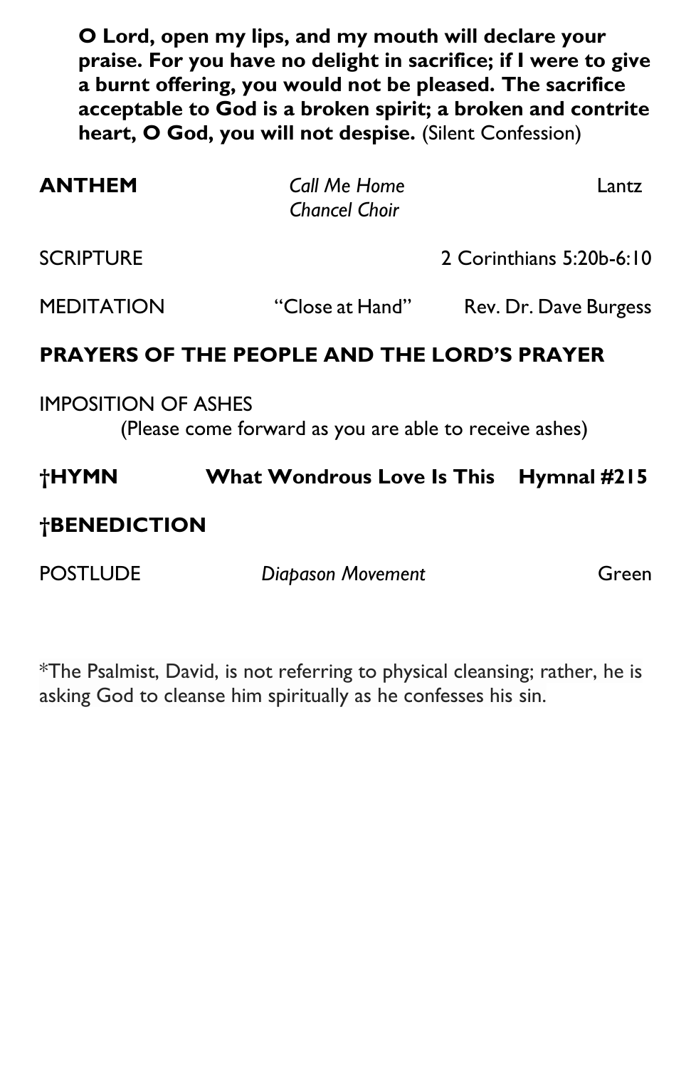**O Lord, open my lips, and my mouth will declare your praise. For you have no delight in sacrifice; if I were to give a burnt offering, you would not be pleased. The sacrifice acceptable to God is a broken spirit; a broken and contrite heart, O God, you will not despise.** (Silent Confession)

**ANTHEM** *Call Me Home* Lantz
*Chancel Choir*

SCRIPTURE 2 Corinthians 5:20b-6:10

MEDITATION "Close at Hand" Rev. Dr. Dave Burgess

**PRAYERS OF THE PEOPLE AND THE LORD'S PRAYER**

IMPOSITION OF ASHES
(Please come forward as you are able to receive ashes)

**†HYMN What Wondrous Love Is This Hymnal #215**

**†BENEDICTION**

POSTLUDE *Diapason Movement* Green

*The Psalmist, David, is not referring to physical cleansing; rather, he is asking God to cleanse him spiritually as he confesses his sin.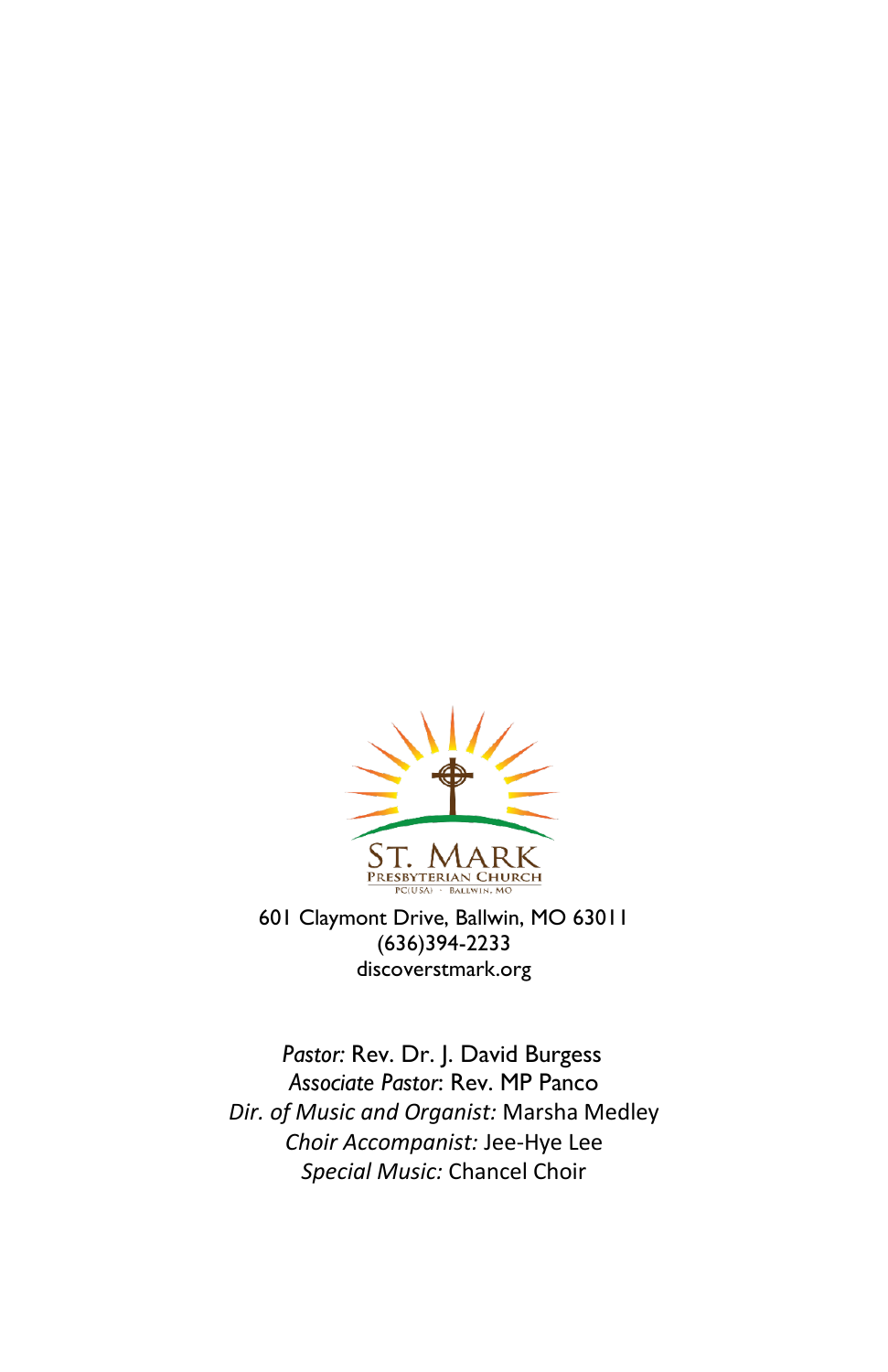ST. MARK
PRESBYTERIAN CHURCH
PC(USA) · BALLWIN, MO

601 Claymont Drive, Ballwin, MO 63011
(636)394-2233
discoverstmark.org

*Pastor:* Rev. Dr. J. David Burgess
*Associate Pastor*: Rev. MP Panco
*Dir. of Music and Organist:* Marsha Medley
*Choir Accompanist:* Jee-Hye Lee
*Special Music:* Chancel Choir